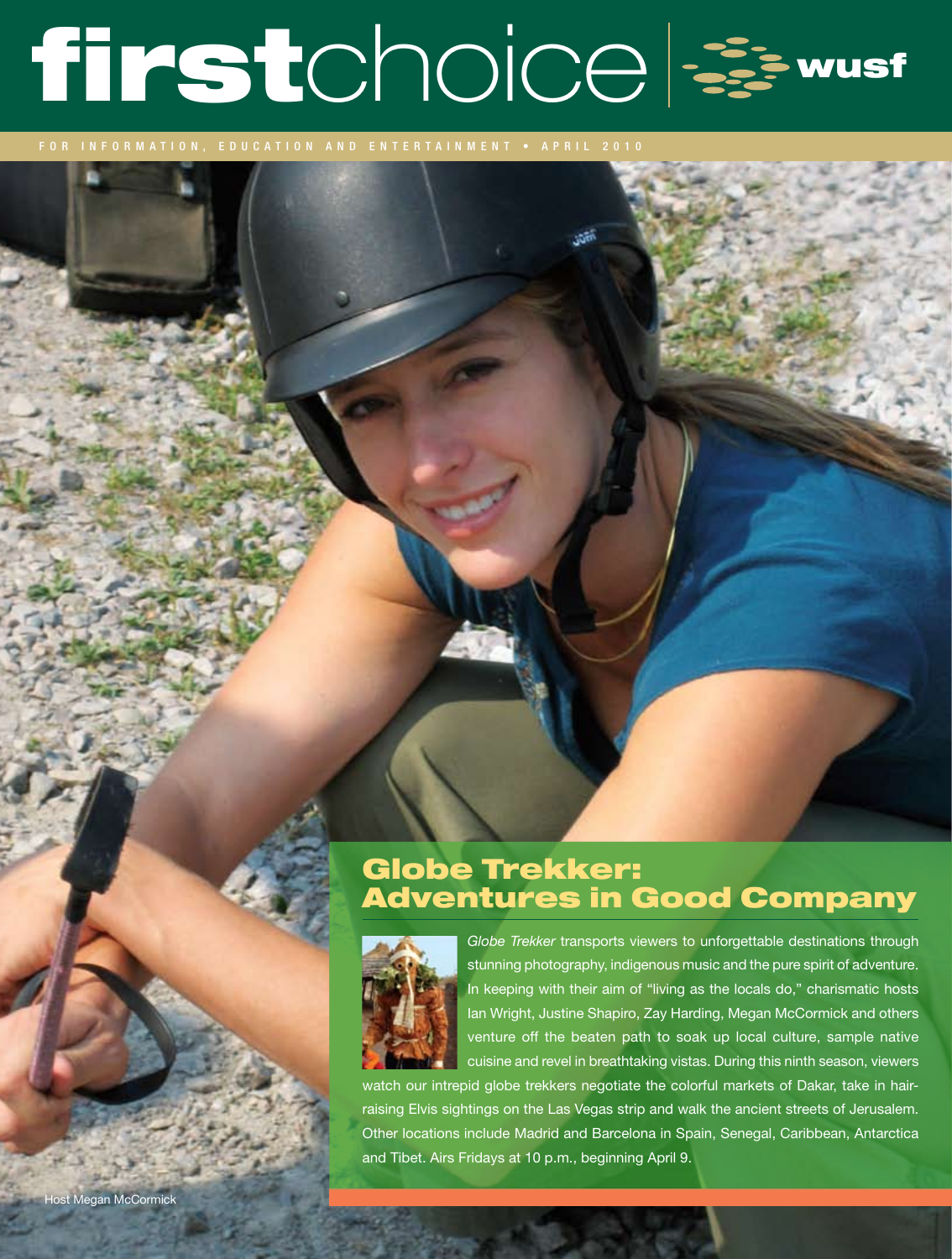# firstchoice | wusf

FOR INFORMATION, EDUCATION AND ENTERTAINMENT • APRIL 2010

## Globe Trekker: Adventures in Good Company

*Globe Trekker* transports viewers to unforgettable destinations through stunning photography, indigenous music and the pure spirit of adventure. In keeping with their aim of "living as the locals do," charismatic hosts Ian Wright, Justine Shapiro, Zay Harding, Megan McCormick and others venture off the beaten path to soak up local culture, sample native cuisine and revel in breathtaking vistas. During this ninth season, viewers watch our intrepid globe trekkers negotiate the colorful markets of Dakar, take in hair-raising Elvis sightings on the Las Vegas strip and walk the ancient streets of Jerusalem. Other locations include Madrid and Barcelona in Spain, Senegal, Caribbean, Antarctica and Tibet. Airs Fridays at 10 p.m., beginning April 9.

Host Megan McCormick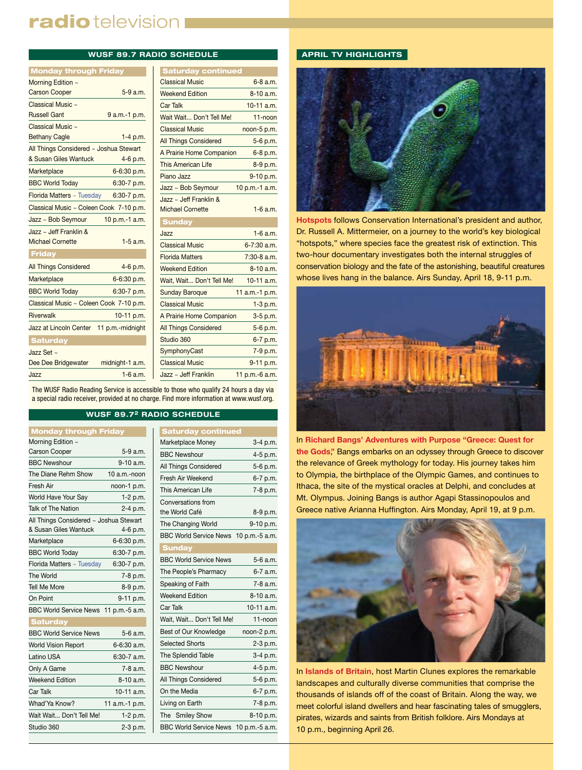# radio television

## WUSF 89.7 RADIO SCHEDULE

### Monday through Friday

| Program | Time |
|---|---|
| Morning Edition ~ Carson Cooper | 5-9 a.m. |
| Classical Music ~ Russell Gant | 9 a.m.-1 p.m. |
| Classical Music ~ Bethany Cagle | 1-4 p.m. |
| All Things Considered ~ Joshua Stewart & Susan Giles Wantuck | 4-6 p.m. |
| Marketplace | 6-6:30 p.m. |
| BBC World Today | 6:30-7 p.m. |
| Florida Matters ~ Tuesday | 6:30-7 p.m. |
| Classical Music ~ Coleen Cook | 7-10 p.m. |
| Jazz ~ Bob Seymour | 10 p.m.-1 a.m. |
| Jazz ~ Jeff Franklin & Michael Cornette | 1-5 a.m. |

### Friday

| Program | Time |
|---|---|
| All Things Considered | 4-6 p.m. |
| Marketplace | 6-6:30 p.m. |
| BBC World Today | 6:30-7 p.m. |
| Classical Music ~ Coleen Cook | 7-10 p.m. |
| Riverwalk | 10-11 p.m. |
| Jazz at Lincoln Center | 11 p.m.-midnight |

### Saturday

| Program | Time |
|---|---|
| Jazz Set ~ Dee Dee Bridgewater | midnight-1 a.m. |
| Jazz | 1-6 a.m. |
| Classical Music | 6-8 a.m. |
| Weekend Edition | 8-10 a.m. |
| Car Talk | 10-11 a.m. |
| Wait Wait... Don't Tell Me! | 11-noon |
| Classical Music | noon-5 p.m. |
| All Things Considered | 5-6 p.m. |
| A Prairie Home Companion | 6-8 p.m. |
| This American Life | 8-9 p.m. |
| Piano Jazz | 9-10 p.m. |
| Jazz ~ Bob Seymour | 10 p.m.-1 a.m. |
| Jazz ~ Jeff Franklin & Michael Cornette | 1-6 a.m. |

### Sunday

| Program | Time |
|---|---|
| Jazz | 1-6 a.m. |
| Classical Music | 6-7:30 a.m. |
| Florida Matters | 7:30-8 a.m. |
| Weekend Edition | 8-10 a.m. |
| Wait, Wait... Don't Tell Me! | 10-11 a.m. |
| Sunday Baroque | 11 a.m.-1 p.m. |
| Classical Music | 1-3 p.m. |
| A Prairie Home Companion | 3-5 p.m. |
| All Things Considered | 5-6 p.m. |
| Studio 360 | 6-7 p.m. |
| SymphonyCast | 7-9 p.m. |
| Classical Music | 9-11 p.m. |
| Jazz ~ Jeff Franklin | 11 p.m.-6 a.m. |

The WUSF Radio Reading Service is accessible to those who qualify 24 hours a day via a special radio receiver, provided at no charge. Find more information at www.wusf.org.

## WUSF 89.7² RADIO SCHEDULE

### Monday through Friday

| Program | Time |
|---|---|
| Morning Edition ~ Carson Cooper | 5-9 a.m. |
| BBC Newshour | 9-10 a.m. |
| The Diane Rehm Show | 10 a.m.-noon |
| Fresh Air | noon-1 p.m. |
| World Have Your Say | 1-2 p.m. |
| Talk of The Nation | 2-4 p.m. |
| All Things Considered ~ Joshua Stewart & Susan Giles Wantuck | 4-6 p.m. |
| Marketplace | 6-6:30 p.m. |
| BBC World Today | 6:30-7 p.m. |
| Florida Matters ~ Tuesday | 6:30-7 p.m. |
| The World | 7-8 p.m. |
| Tell Me More | 8-9 p.m. |
| On Point | 9-11 p.m. |
| BBC World Service News | 11 p.m.-5 a.m. |

### Saturday

| Program | Time |
|---|---|
| BBC World Service News | 5-6 a.m. |
| World Vision Report | 6-6:30 a.m. |
| Latino USA | 6:30-7 a.m. |
| Only A Game | 7-8 a.m. |
| Weekend Edition | 8-10 a.m. |
| Car Talk | 10-11 a.m. |
| Whad'Ya Know? | 11 a.m.-1 p.m. |
| Wait Wait... Don't Tell Me! | 1-2 p.m. |
| Studio 360 | 2-3 p.m. |
| Marketplace Money | 3-4 p.m. |
| BBC Newshour | 4-5 p.m. |
| All Things Considered | 5-6 p.m. |
| Fresh Air Weekend | 6-7 p.m. |
| This American Life | 7-8 p.m. |
| Conversations from the World Café | 8-9 p.m. |
| The Changing World | 9-10 p.m. |
| BBC World Service News | 10 p.m.-5 a.m. |

### Sunday

| Program | Time |
|---|---|
| BBC World Service News | 5-6 a.m. |
| The People's Pharmacy | 6-7 a.m. |
| Speaking of Faith | 7-8 a.m. |
| Weekend Edition | 8-10 a.m. |
| Car Talk | 10-11 a.m. |
| Wait, Wait... Don't Tell Me! | 11-noon |
| Best of Our Knowledge | noon-2 p.m. |
| Selected Shorts | 2-3 p.m. |
| The Splendid Table | 3-4 p.m. |
| BBC Newshour | 4-5 p.m. |
| All Things Considered | 5-6 p.m. |
| On the Media | 6-7 p.m. |
| Living on Earth | 7-8 p.m. |
| The Smiley Show | 8-10 p.m. |
| BBC World Service News | 10 p.m.-5 a.m. |

## APRIL TV HIGHLIGHTS

**Hotspots** follows Conservation International's president and author, Dr. Russell A. Mittermeier, on a journey to the world's key biological "hotspots," where species face the greatest risk of extinction. This two-hour documentary investigates both the internal struggles of conservation biology and the fate of the astonishing, beautiful creatures whose lives hang in the balance. Airs Sunday, April 18, 9-11 p.m.

In **Richard Bangs' Adventures with Purpose "Greece: Quest for the Gods,"** Bangs embarks on an odyssey through Greece to discover the relevance of Greek mythology for today. His journey takes him to Olympia, the birthplace of the Olympic Games, and continues to Ithaca, the site of the mystical oracles at Delphi, and concludes at Mt. Olympus. Joining Bangs is author Agapi Stassinopoulos and Greece native Arianna Huffington. Airs Monday, April 19, at 9 p.m.

In **Islands of Britain**, host Martin Clunes explores the remarkable landscapes and culturally diverse communities that comprise the thousands of islands off of the coast of Britain. Along the way, we meet colorful island dwellers and hear fascinating tales of smugglers, pirates, wizards and saints from British folklore. Airs Mondays at 10 p.m., beginning April 26.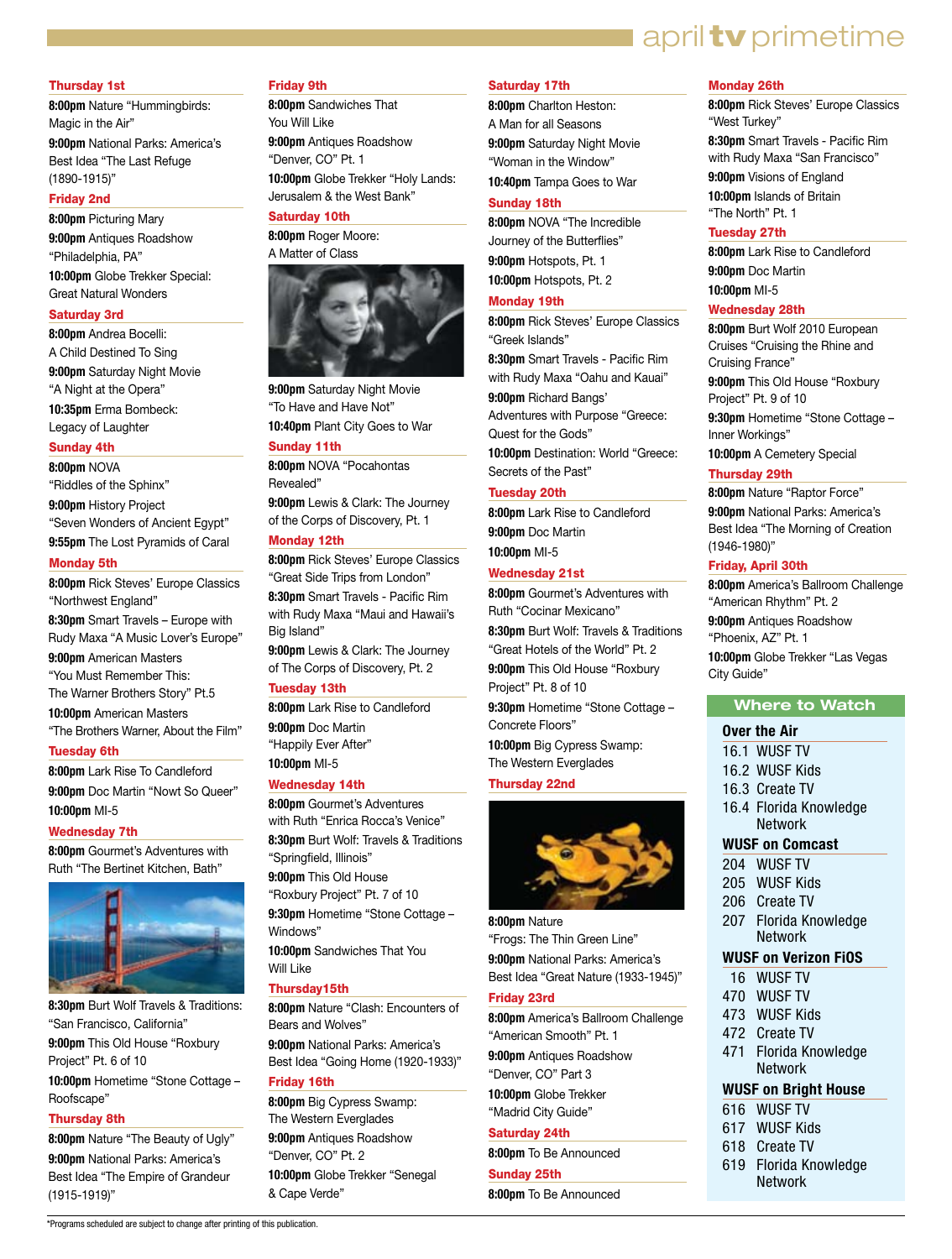# april tv primetime

### Thursday 1st

**8:00pm** Nature "Hummingbirds: Magic in the Air"

**9:00pm** National Parks: America's Best Idea "The Last Refuge (1890-1915)"

### Friday 2nd

**8:00pm** Picturing Mary

**9:00pm** Antiques Roadshow "Philadelphia, PA"

**10:00pm** Globe Trekker Special: Great Natural Wonders

### Saturday 3rd

**8:00pm** Andrea Bocelli: A Child Destined To Sing

**9:00pm** Saturday Night Movie "A Night at the Opera"

**10:35pm** Erma Bombeck: Legacy of Laughter

### Sunday 4th

**8:00pm** NOVA "Riddles of the Sphinx"

**9:00pm** History Project "Seven Wonders of Ancient Egypt"

**9:55pm** The Lost Pyramids of Caral

### Monday 5th

**8:00pm** Rick Steves' Europe Classics "Northwest England"

**8:30pm** Smart Travels – Europe with Rudy Maxa "A Music Lover's Europe"

**9:00pm** American Masters "You Must Remember This: The Warner Brothers Story" Pt.5

**10:00pm** American Masters "The Brothers Warner, About the Film"

### Tuesday 6th

**8:00pm** Lark Rise To Candleford

**9:00pm** Doc Martin "Nowt So Queer"

**10:00pm** MI-5

### Wednesday 7th

**8:00pm** Gourmet's Adventures with Ruth "The Bertinet Kitchen, Bath"

**8:30pm** Burt Wolf Travels & Traditions: "San Francisco, California"

**9:00pm** This Old House "Roxbury Project" Pt. 6 of 10

**10:00pm** Hometime "Stone Cottage – Roofscape"

### Thursday 8th

**8:00pm** Nature "The Beauty of Ugly"

**9:00pm** National Parks: America's Best Idea "The Empire of Grandeur (1915-1919)"

### Friday 9th

**8:00pm** Sandwiches That You Will Like

**9:00pm** Antiques Roadshow "Denver, CO" Pt. 1

**10:00pm** Globe Trekker "Holy Lands: Jerusalem & the West Bank"

### Saturday 10th

**8:00pm** Roger Moore: A Matter of Class

**9:00pm** Saturday Night Movie "To Have and Have Not"

**10:40pm** Plant City Goes to War

### Sunday 11th

**8:00pm** NOVA "Pocahontas Revealed"

**9:00pm** Lewis & Clark: The Journey of the Corps of Discovery, Pt. 1

### Monday 12th

**8:00pm** Rick Steves' Europe Classics "Great Side Trips from London"

**8:30pm** Smart Travels - Pacific Rim with Rudy Maxa "Maui and Hawaii's Big Island"

**9:00pm** Lewis & Clark: The Journey of The Corps of Discovery, Pt. 2

### Tuesday 13th

**8:00pm** Lark Rise to Candleford

**9:00pm** Doc Martin "Happily Ever After"

**10:00pm** MI-5

### Wednesday 14th

**8:00pm** Gourmet's Adventures with Ruth "Enrica Rocca's Venice"

**8:30pm** Burt Wolf: Travels & Traditions "Springfield, Illinois"

**9:00pm** This Old House "Roxbury Project" Pt. 7 of 10

**9:30pm** Hometime "Stone Cottage – Windows"

**10:00pm** Sandwiches That You Will Like

### Thursday15th

**8:00pm** Nature "Clash: Encounters of Bears and Wolves"

**9:00pm** National Parks: America's Best Idea "Going Home (1920-1933)"

### Friday 16th

**8:00pm** Big Cypress Swamp: The Western Everglades

**9:00pm** Antiques Roadshow "Denver, CO" Pt. 2

**10:00pm** Globe Trekker "Senegal & Cape Verde"

### Saturday 17th

**8:00pm** Charlton Heston: A Man for all Seasons

**9:00pm** Saturday Night Movie "Woman in the Window"

**10:40pm** Tampa Goes to War

### Sunday 18th

**8:00pm** NOVA "The Incredible Journey of the Butterflies"

**9:00pm** Hotspots, Pt. 1

**10:00pm** Hotspots, Pt. 2

### Monday 19th

**8:00pm** Rick Steves' Europe Classics "Greek Islands"

**8:30pm** Smart Travels - Pacific Rim with Rudy Maxa "Oahu and Kauai"

**9:00pm** Richard Bangs' Adventures with Purpose "Greece: Quest for the Gods"

**10:00pm** Destination: World "Greece: Secrets of the Past"

### Tuesday 20th

**8:00pm** Lark Rise to Candleford

**9:00pm** Doc Martin

**10:00pm** MI-5

### Wednesday 21st

**8:00pm** Gourmet's Adventures with Ruth "Cocinar Mexicano"

**8:30pm** Burt Wolf: Travels & Traditions "Great Hotels of the World" Pt. 2

**9:00pm** This Old House "Roxbury Project" Pt. 8 of 10

**9:30pm** Hometime "Stone Cottage – Concrete Floors"

**10:00pm** Big Cypress Swamp: The Western Everglades

### Thursday 22nd

**8:00pm** Nature "Frogs: The Thin Green Line"

**9:00pm** National Parks: America's Best Idea "Great Nature (1933-1945)"

### Friday 23rd

**8:00pm** America's Ballroom Challenge "American Smooth" Pt. 1

**9:00pm** Antiques Roadshow "Denver, CO" Part 3

**10:00pm** Globe Trekker "Madrid City Guide"

### Saturday 24th

**8:00pm** To Be Announced

### Sunday 25th

**8:00pm** To Be Announced

### Monday 26th

**8:00pm** Rick Steves' Europe Classics "West Turkey"

**8:30pm** Smart Travels - Pacific Rim with Rudy Maxa "San Francisco"

**9:00pm** Visions of England

**10:00pm** Islands of Britain "The North" Pt. 1

### Tuesday 27th

**8:00pm** Lark Rise to Candleford

**9:00pm** Doc Martin

**10:00pm** MI-5

### Wednesday 28th

**8:00pm** Burt Wolf 2010 European Cruises "Cruising the Rhine and Cruising France"

**9:00pm** This Old House "Roxbury Project" Pt. 9 of 10

**9:30pm** Hometime "Stone Cottage – Inner Workings"

**10:00pm** A Cemetery Special

### Thursday 29th

**8:00pm** Nature "Raptor Force"

**9:00pm** National Parks: America's Best Idea "The Morning of Creation (1946-1980)"

### Friday, April 30th

**8:00pm** America's Ballroom Challenge "American Rhythm" Pt. 2

**9:00pm** Antiques Roadshow "Phoenix, AZ" Pt. 1

**10:00pm** Globe Trekker "Las Vegas City Guide"

## Where to Watch

**Over the Air**

| | |
|---|---|
| 16.1 | WUSF TV |
| 16.2 | WUSF Kids |
| 16.3 | Create TV |
| 16.4 | Florida Knowledge Network |

**WUSF on Comcast**

| | |
|---|---|
| 204 | WUSF TV |
| 205 | WUSF Kids |
| 206 | Create TV |
| 207 | Florida Knowledge Network |

**WUSF on Verizon FiOS**

| | |
|---|---|
| 16 | WUSF TV |
| 470 | WUSF TV |
| 473 | WUSF Kids |
| 472 | Create TV |
| 471 | Florida Knowledge Network |

**WUSF on Bright House**

| | |
|---|---|
| 616 | WUSF TV |
| 617 | WUSF Kids |
| 618 | Create TV |
| 619 | Florida Knowledge Network |

*Programs scheduled are subject to change after printing of this publication.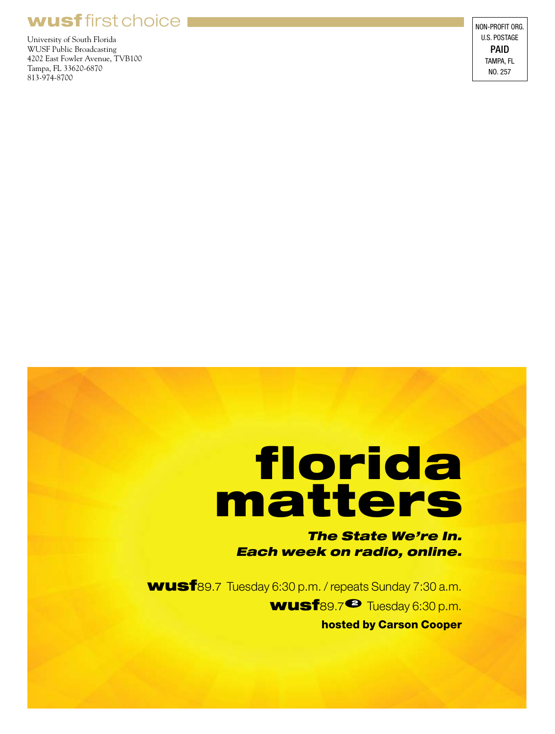**wusf** first choice

University of South Florida
WUSF Public Broadcasting
4202 East Fowler Avenue, TVB100
Tampa, FL 33620-6870
813-974-8700

NON-PROFIT ORG.
U.S. POSTAGE
PAID
TAMPA, FL
NO. 257

# florida matters

***The State We're In.***
***Each week on radio, online.***

**wusf**89.7 Tuesday 6:30 p.m. / repeats Sunday 7:30 a.m.

**wusf**89.7❷ Tuesday 6:30 p.m.

**hosted by Carson Cooper**